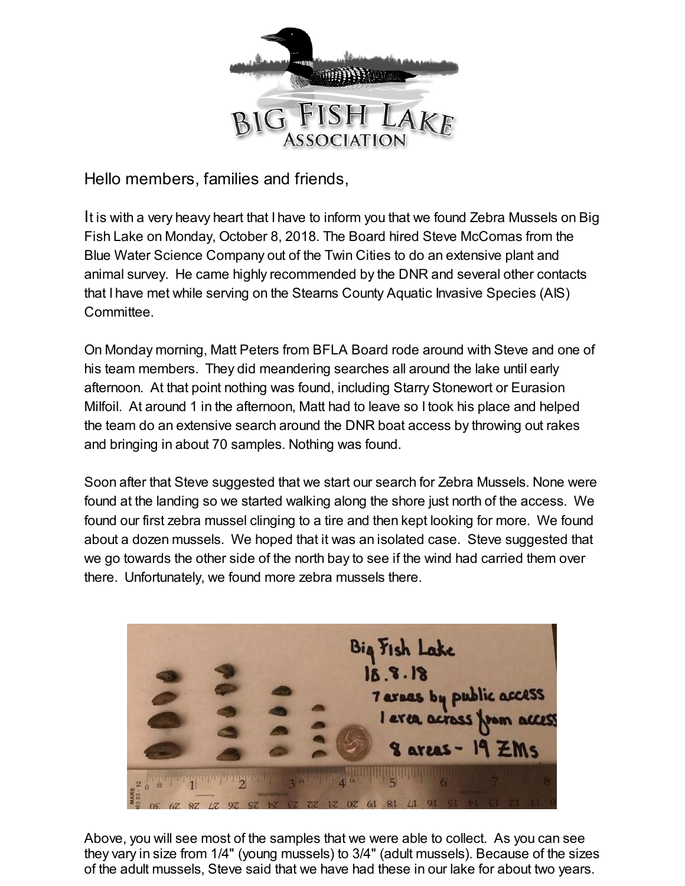Hello members, families and friends,

It is with a very heavy heart that I have to inform you that we found Zebra Mussels on Big Fish Lake on Monday, October 8, 2018. The Board hired Steve McComas from the Blue Water Science Company out of the Twin Cities to do an extensive plant and animal survey. He came highly recommended by the DNR and several other contacts that I have met while serving on the Stearns County Aquatic Invasive Species (AIS) Committee.

On Monday morning, Matt Peters from BFLA Board rode around with Steve and one of his team members. They did meandering searches all around the lake until early afternoon. At that point nothing was found, including Starry Stonewort or Eurasion Milfoil. At around 1 in the afternoon, Matt had to leave so I took his place and helped the team do an extensive search around the DNR boat access by throwing out rakes and bringing in about 70 samples. Nothing was found.

Soon after that Steve suggested that we start our search for Zebra Mussels. None were found at the landing so we started walking along the shore just north of the access. We found our first zebra mussel clinging to a tire and then kept looking for more. We found about a dozen mussels. We hoped that it was an isolated case. Steve suggested that we go towards the other side of the north bay to see if the wind had carried them over there. Unfortunately, we found more zebra mussels there.

Above, you will see most of the samples that we were able to collect. As you can see they vary in size from 1/4" (young mussels) to 3/4" (adult mussels). Because of the sizes of the adult mussels, Steve said that we have had these in our lake for about two years.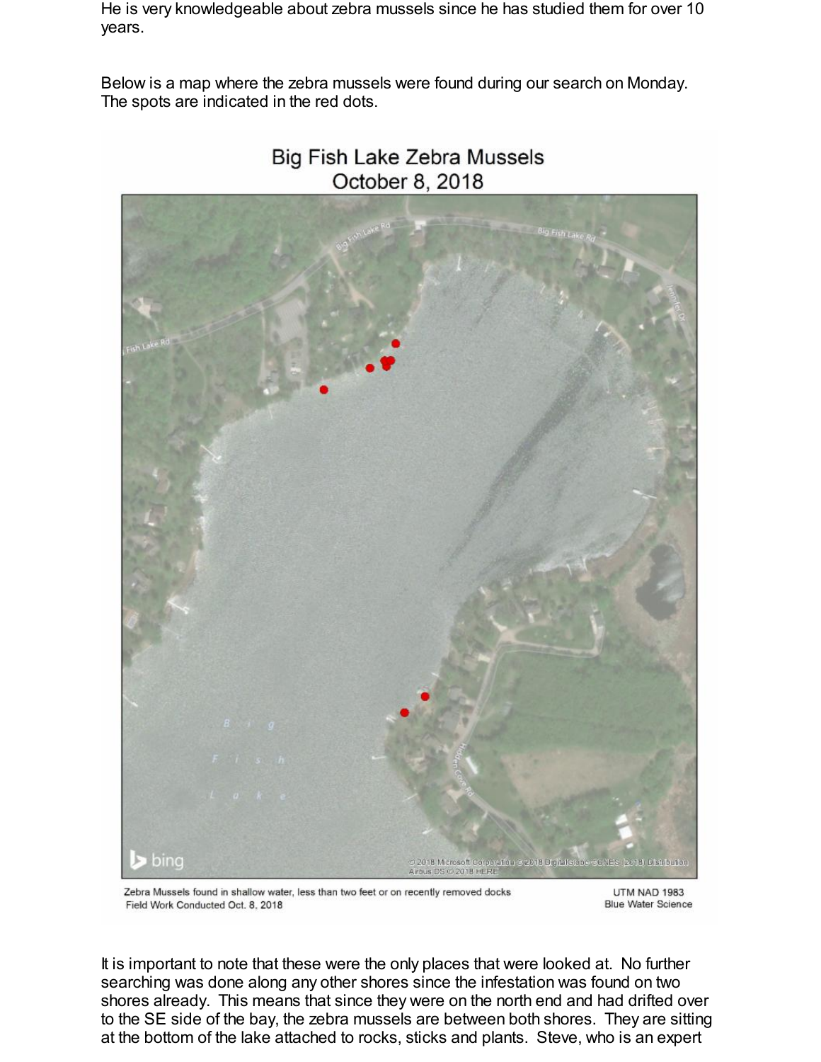He is very knowledgeable about zebra mussels since he has studied them for over 10 years.

Below is a map where the zebra mussels were found during our search on Monday. The spots are indicated in the red dots.

Big Fish Lake Zebra Mussels
October 8, 2018

Zebra Mussels found in shallow water, less than two feet or on recently removed docks
Field Work Conducted Oct. 8, 2018

UTM NAD 1983
Blue Water Science

It is important to note that these were the only places that were looked at. No further searching was done along any other shores since the infestation was found on two shores already. This means that since they were on the north end and had drifted over to the SE side of the bay, the zebra mussels are between both shores. They are sitting at the bottom of the lake attached to rocks, sticks and plants. Steve, who is an expert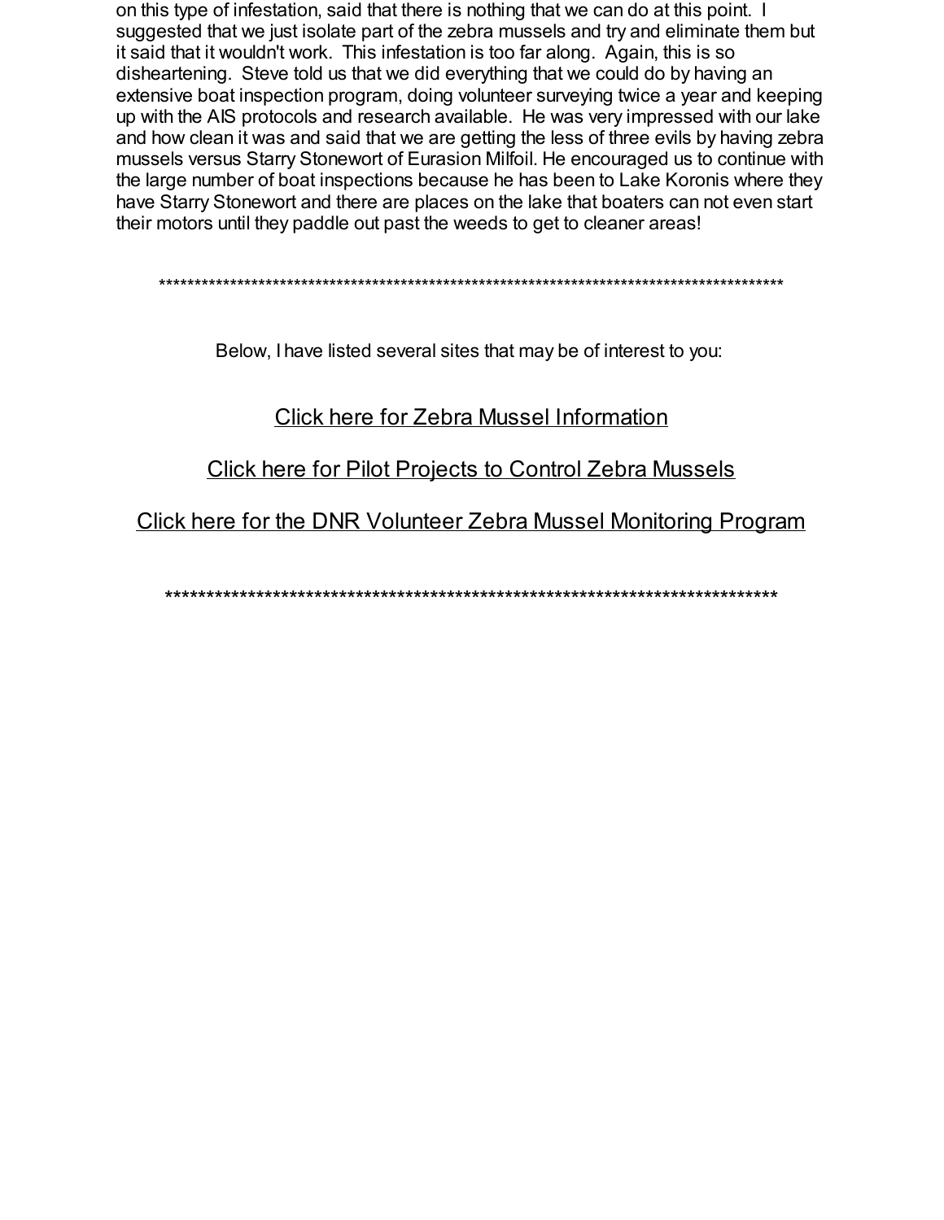on this type of infestation, said that there is nothing that we can do at this point. I suggested that we just isolate part of the zebra mussels and try and eliminate them but it said that it wouldn't work. This infestation is too far along. Again, this is so disheartening. Steve told us that we did everything that we could do by having an extensive boat inspection program, doing volunteer surveying twice a year and keeping up with the AIS protocols and research available. He was very impressed with our lake and how clean it was and said that we are getting the less of three evils by having zebra mussels versus Starry Stonewort of Eurasion Milfoil. He encouraged us to continue with the large number of boat inspections because he has been to Lake Koronis where they have Starry Stonewort and there are places on the lake that boaters can not even start their motors until they paddle out past the weeds to get to cleaner areas!

*******************************************************************************************

Below, I have listed several sites that may be of interest to you:

Click here for Zebra Mussel Information

Click here for Pilot Projects to Control Zebra Mussels

Click here for the DNR Volunteer Zebra Mussel Monitoring Program

******************************************************************************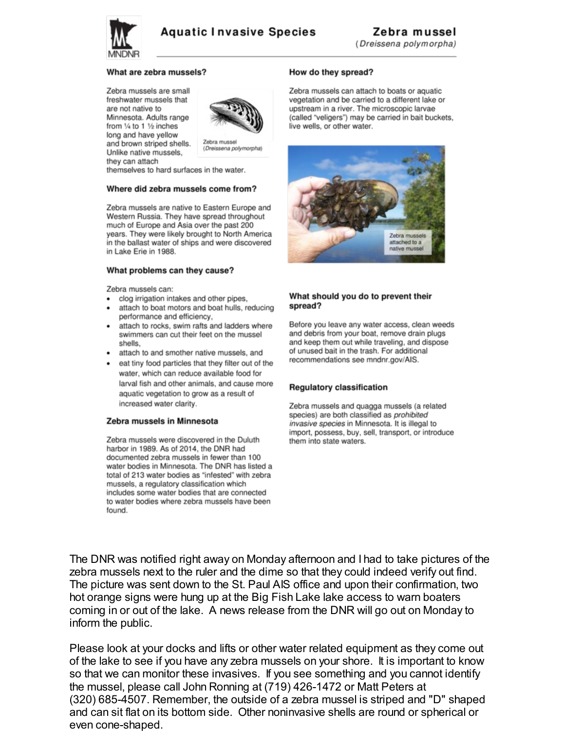# Aquatic Invasive Species

## Zebra mussel

*(Dreissena polymorpha)*

### What are zebra mussels?

Zebra mussels are small freshwater mussels that are not native to Minnesota. Adults range from ¼ to 1 ½ inches long and have yellow and brown striped shells. Unlike native mussels, they can attach themselves to hard surfaces in the water.

Zebra mussel (*Dreissena polymorpha*)

### Where did zebra mussels come from?

Zebra mussels are native to Eastern Europe and Western Russia. They have spread throughout much of Europe and Asia over the past 200 years. They were likely brought to North America in the ballast water of ships and were discovered in Lake Erie in 1988.

### What problems can they cause?

Zebra mussels can:

- clog irrigation intakes and other pipes,
- attach to boat motors and boat hulls, reducing performance and efficiency,
- attach to rocks, swim rafts and ladders where swimmers can cut their feet on the mussel shells,
- attach to and smother native mussels, and
- eat tiny food particles that they filter out of the water, which can reduce available food for larval fish and other animals, and cause more aquatic vegetation to grow as a result of increased water clarity.

### Zebra mussels in Minnesota

Zebra mussels were discovered in the Duluth harbor in 1989. As of 2014, the DNR had documented zebra mussels in fewer than 100 water bodies in Minnesota. The DNR has listed a total of 213 water bodies as "infested" with zebra mussels, a regulatory classification which includes some water bodies that are connected to water bodies where zebra mussels have been found.

### How do they spread?

Zebra mussels can attach to boats or aquatic vegetation and be carried to a different lake or upstream in a river. The microscopic larvae (called "veligers") may be carried in bait buckets, live wells, or other water.

Zebra mussels attached to a native mussel

### What should you do to prevent their spread?

Before you leave any water access, clean weeds and debris from your boat, remove drain plugs and keep them out while traveling, and dispose of unused bait in the trash. For additional recommendations see mndnr.gov/AIS.

### Regulatory classification

Zebra mussels and quagga mussels (a related species) are both classified as *prohibited invasive species* in Minnesota. It is illegal to import, possess, buy, sell, transport, or introduce them into state waters.

---

The DNR was notified right away on Monday afternoon and I had to take pictures of the zebra mussels next to the ruler and the dime so that they could indeed verify out find. The picture was sent down to the St. Paul AIS office and upon their confirmation, two hot orange signs were hung up at the Big Fish Lake lake access to warn boaters coming in or out of the lake. A news release from the DNR will go out on Monday to inform the public.

Please look at your docks and lifts or other water related equipment as they come out of the lake to see if you have any zebra mussels on your shore. It is important to know so that we can monitor these invasives. If you see something and you cannot identify the mussel, please call John Ronning at (719) 426-1472 or Matt Peters at (320) 685-4507. Remember, the outside of a zebra mussel is striped and "D" shaped and can sit flat on its bottom side. Other noninvasive shells are round or spherical or even cone-shaped.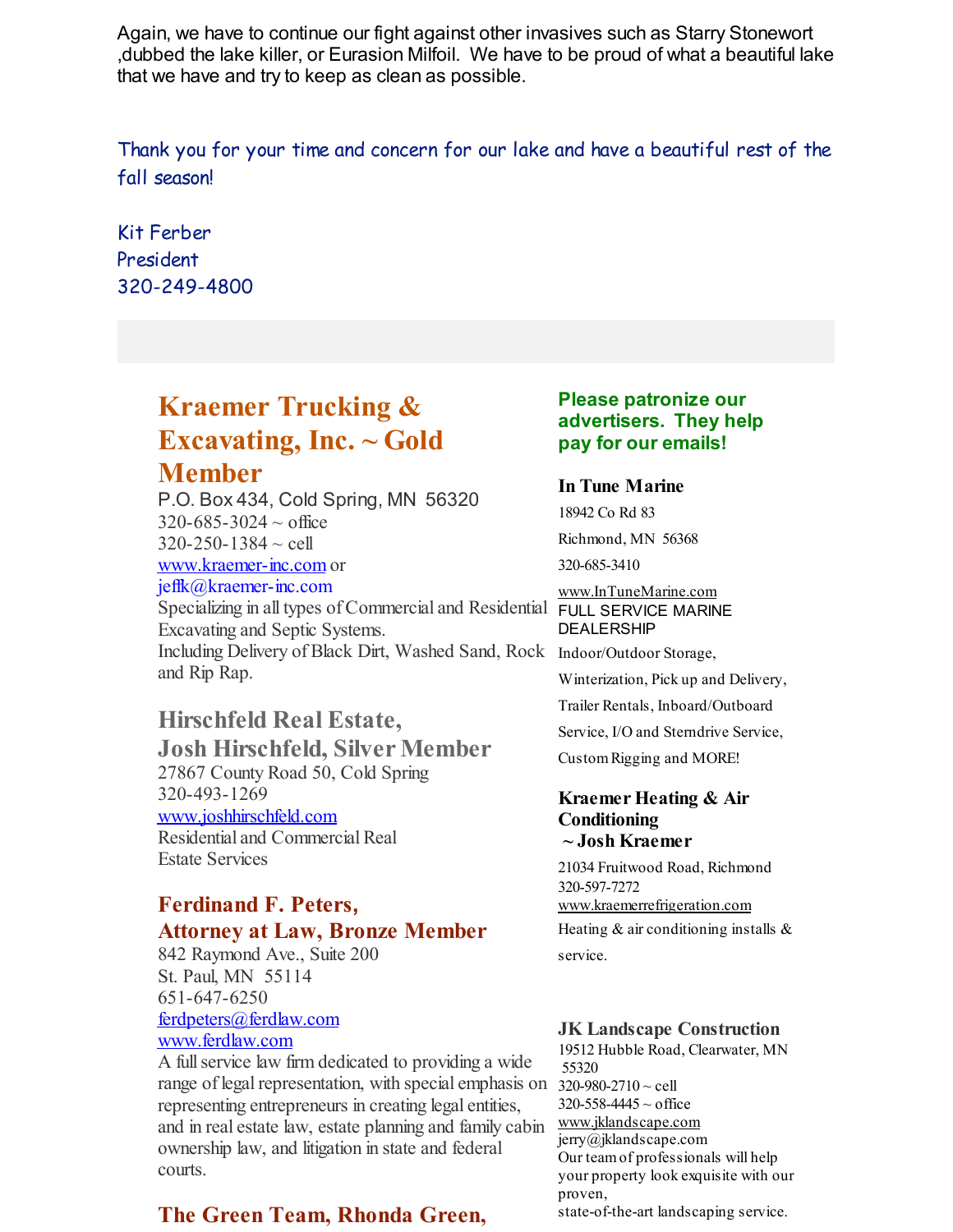Again, we have to continue our fight against other invasives such as Starry Stonewort ,dubbed the lake killer, or Eurasion Milfoil. We have to be proud of what a beautiful lake that we have and try to keep as clean as possible.

Thank you for your time and concern for our lake and have a beautiful rest of the fall season!

Kit Ferber
President
320-249-4800

## Kraemer Trucking & Excavating, Inc. ~ Gold Member

P.O. Box 434, Cold Spring, MN 56320
320-685-3024 ~ office
320-250-1384 ~ cell
www.kraemer-inc.com or
jeffk@kraemer-inc.com
Specializing in all types of Commercial and Residential Excavating and Septic Systems.
Including Delivery of Black Dirt, Washed Sand, Rock and Rip Rap.

### Hirschfeld Real Estate, Josh Hirschfeld, Silver Member

27867 County Road 50, Cold Spring
320-493-1269
www.joshhirschfeld.com
Residential and Commercial Real Estate Services

### Ferdinand F. Peters, Attorney at Law, Bronze Member

842 Raymond Ave., Suite 200
St. Paul, MN 55114
651-647-6250
ferdpeters@ferdlaw.com
www.ferdlaw.com
A full service law firm dedicated to providing a wide range of legal representation, with special emphasis on representing entrepreneurs in creating legal entities, and in real estate law, estate planning and family cabin ownership law, and litigation in state and federal courts.

### The Green Team, Rhonda Green,

**Please patronize our advertisers. They help pay for our emails!**

**In Tune Marine**

18942 Co Rd 83
Richmond, MN 56368
320-685-3410
www.InTuneMarine.com
FULL SERVICE MARINE DEALERSHIP
Indoor/Outdoor Storage, Winterization, Pick up and Delivery, Trailer Rentals, Inboard/Outboard Service, I/O and Sterndrive Service, Custom Rigging and MORE!

**Kraemer Heating & Air Conditioning ~ Josh Kraemer**

21034 Fruitwood Road, Richmond
320-597-7272
www.kraemerrefrigeration.com
Heating & air conditioning installs & service.

**JK Landscape Construction**

19512 Hubble Road, Clearwater, MN 55320
320-980-2710 ~ cell
320-558-4445 ~ office
www.jklandscape.com
jerry@jklandscape.com
Our team of professionals will help your property look exquisite with our proven, state-of-the-art landscaping service.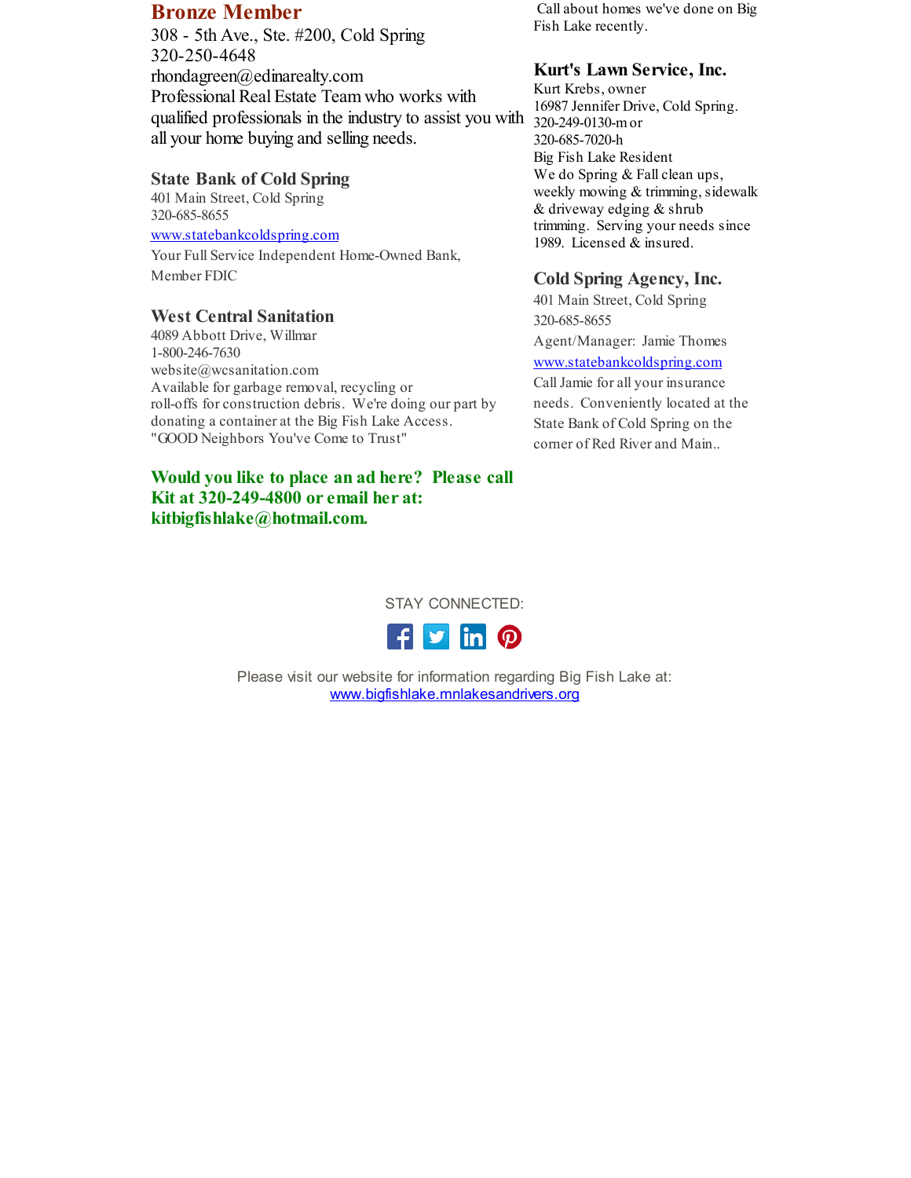## Bronze Member

308 - 5th Ave., Ste. #200, Cold Spring
320-250-4648
rhondagreen@edinarealty.com
Professional Real Estate Team who works with qualified professionals in the industry to assist you with all your home buying and selling needs.

### State Bank of Cold Spring

401 Main Street, Cold Spring
320-685-8655
www.statebankcoldspring.com
Your Full Service Independent Home-Owned Bank, Member FDIC

### West Central Sanitation

4089 Abbott Drive, Willmar
1-800-246-7630
website@wcsanitation.com
Available for garbage removal, recycling or roll-offs for construction debris. We're doing our part by donating a container at the Big Fish Lake Access. "GOOD Neighbors You've Come to Trust"

**Would you like to place an ad here? Please call Kit at 320-249-4800 or email her at: kitbigfishlake@hotmail.com.**

Call about homes we've done on Big Fish Lake recently.

### Kurt's Lawn Service, Inc.

Kurt Krebs, owner
16987 Jennifer Drive, Cold Spring.
320-249-0130-m or
320-685-7020-h
Big Fish Lake Resident
We do Spring & Fall clean ups, weekly mowing & trimming, sidewalk & driveway edging & shrub trimming. Serving your needs since 1989. Licensed & insured.

### Cold Spring Agency, Inc.

401 Main Street, Cold Spring
320-685-8655
Agent/Manager: Jamie Thomes
www.statebankcoldspring.com
Call Jamie for all your insurance needs. Conveniently located at the State Bank of Cold Spring on the corner of Red River and Main..

STAY CONNECTED:

Please visit our website for information regarding Big Fish Lake at:
www.bigfishlake.mnlakesandrivers.org